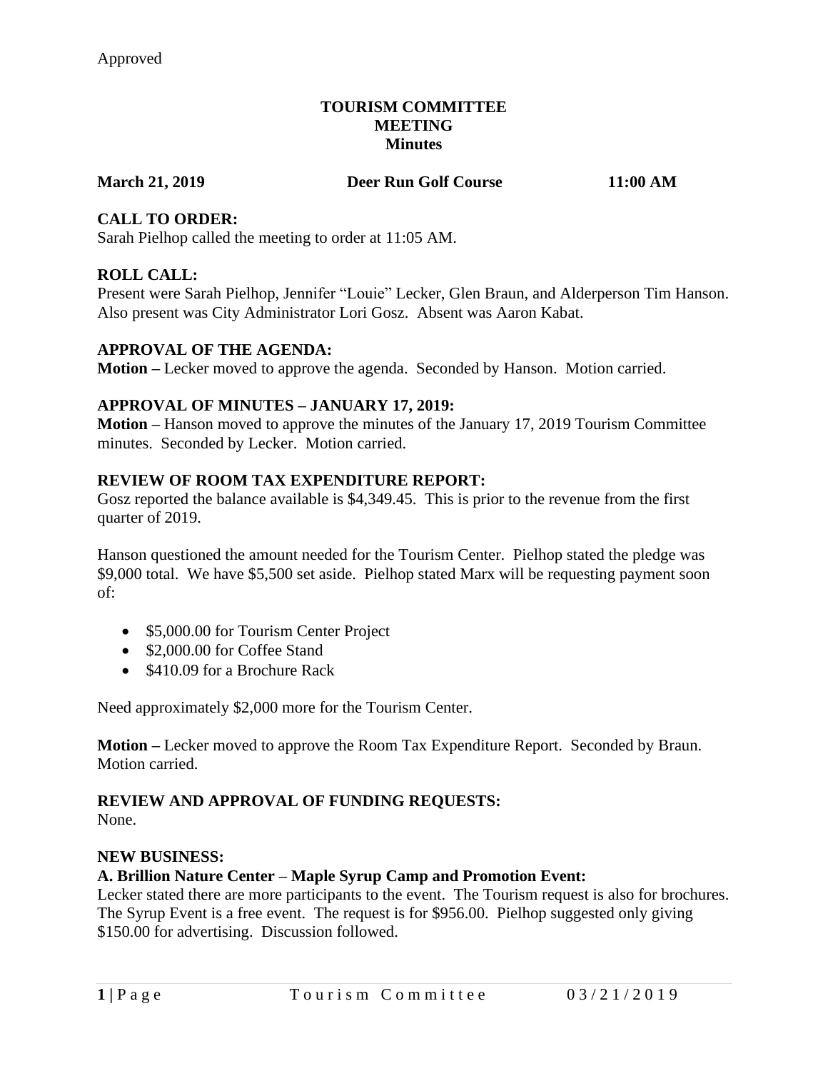Approved

# TOURISM COMMITTEE MEETING Minutes

**March 21, 2019 Deer Run Golf Course 11:00 AM**

## CALL TO ORDER:

Sarah Pielhop called the meeting to order at 11:05 AM.

## ROLL CALL:

Present were Sarah Pielhop, Jennifer "Louie" Lecker, Glen Braun, and Alderperson Tim Hanson. Also present was City Administrator Lori Gosz. Absent was Aaron Kabat.

## APPROVAL OF THE AGENDA:

**Motion –** Lecker moved to approve the agenda. Seconded by Hanson. Motion carried.

## APPROVAL OF MINUTES – JANUARY 17, 2019:

**Motion –** Hanson moved to approve the minutes of the January 17, 2019 Tourism Committee minutes. Seconded by Lecker. Motion carried.

## REVIEW OF ROOM TAX EXPENDITURE REPORT:

Gosz reported the balance available is $4,349.45. This is prior to the revenue from the first quarter of 2019.

Hanson questioned the amount needed for the Tourism Center. Pielhop stated the pledge was $9,000 total. We have $5,500 set aside. Pielhop stated Marx will be requesting payment soon of:

- $5,000.00 for Tourism Center Project
- $2,000.00 for Coffee Stand
- $410.09 for a Brochure Rack

Need approximately $2,000 more for the Tourism Center.

**Motion –** Lecker moved to approve the Room Tax Expenditure Report. Seconded by Braun. Motion carried.

## REVIEW AND APPROVAL OF FUNDING REQUESTS:

None.

## NEW BUSINESS:

### A. Brillion Nature Center – Maple Syrup Camp and Promotion Event:

Lecker stated there are more participants to the event. The Tourism request is also for brochures. The Syrup Event is a free event. The request is for $956.00. Pielhop suggested only giving $150.00 for advertising. Discussion followed.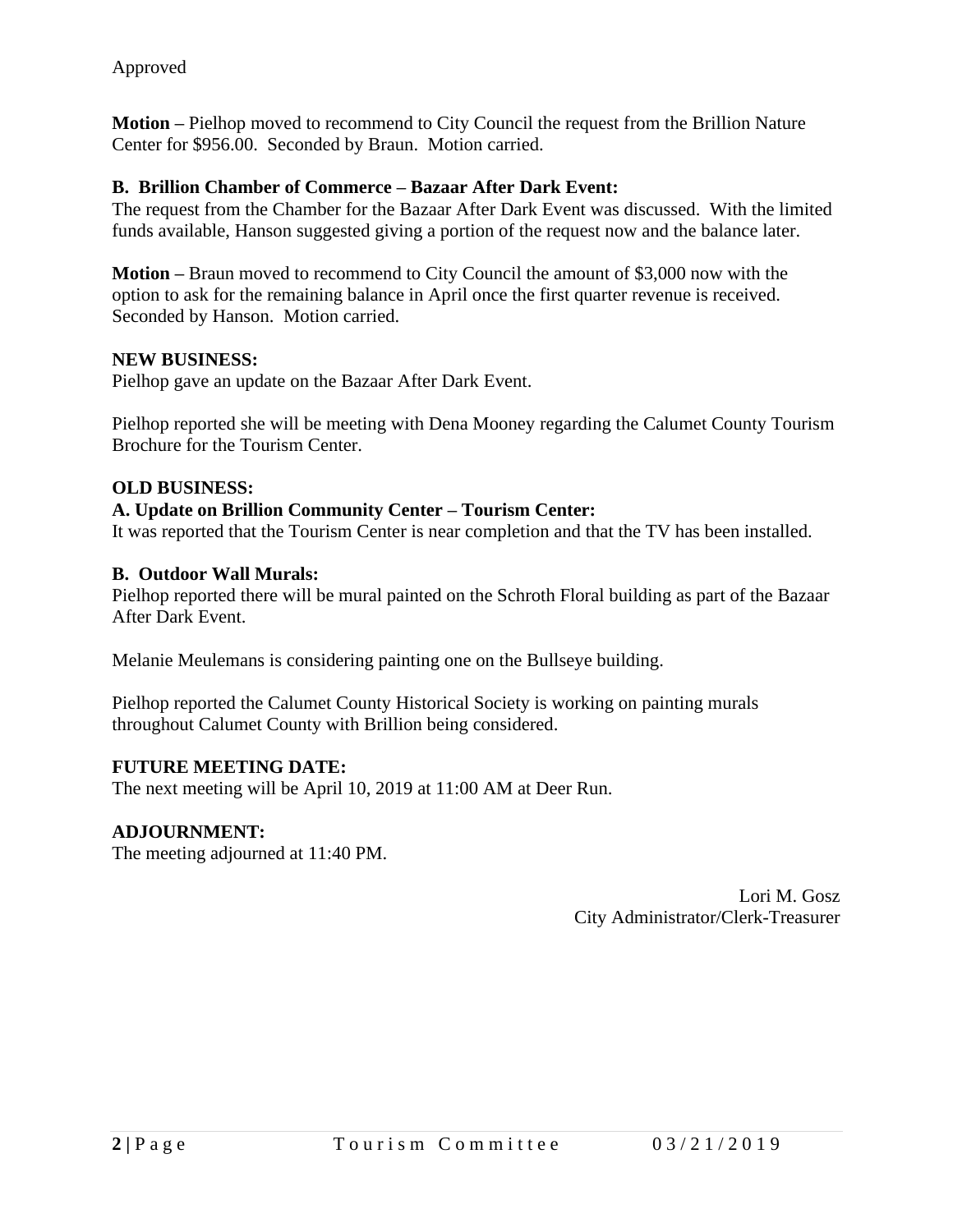Approved

**Motion –** Pielhop moved to recommend to City Council the request from the Brillion Nature Center for $956.00. Seconded by Braun. Motion carried.

**B. Brillion Chamber of Commerce – Bazaar After Dark Event:**
The request from the Chamber for the Bazaar After Dark Event was discussed. With the limited funds available, Hanson suggested giving a portion of the request now and the balance later.

**Motion –** Braun moved to recommend to City Council the amount of $3,000 now with the option to ask for the remaining balance in April once the first quarter revenue is received. Seconded by Hanson. Motion carried.

**NEW BUSINESS:**
Pielhop gave an update on the Bazaar After Dark Event.

Pielhop reported she will be meeting with Dena Mooney regarding the Calumet County Tourism Brochure for the Tourism Center.

**OLD BUSINESS:**
**A. Update on Brillion Community Center – Tourism Center:**
It was reported that the Tourism Center is near completion and that the TV has been installed.

**B. Outdoor Wall Murals:**
Pielhop reported there will be mural painted on the Schroth Floral building as part of the Bazaar After Dark Event.

Melanie Meulemans is considering painting one on the Bullseye building.

Pielhop reported the Calumet County Historical Society is working on painting murals throughout Calumet County with Brillion being considered.

**FUTURE MEETING DATE:**
The next meeting will be April 10, 2019 at 11:00 AM at Deer Run.

**ADJOURNMENT:**
The meeting adjourned at 11:40 PM.

Lori M. Gosz
City Administrator/Clerk-Treasurer